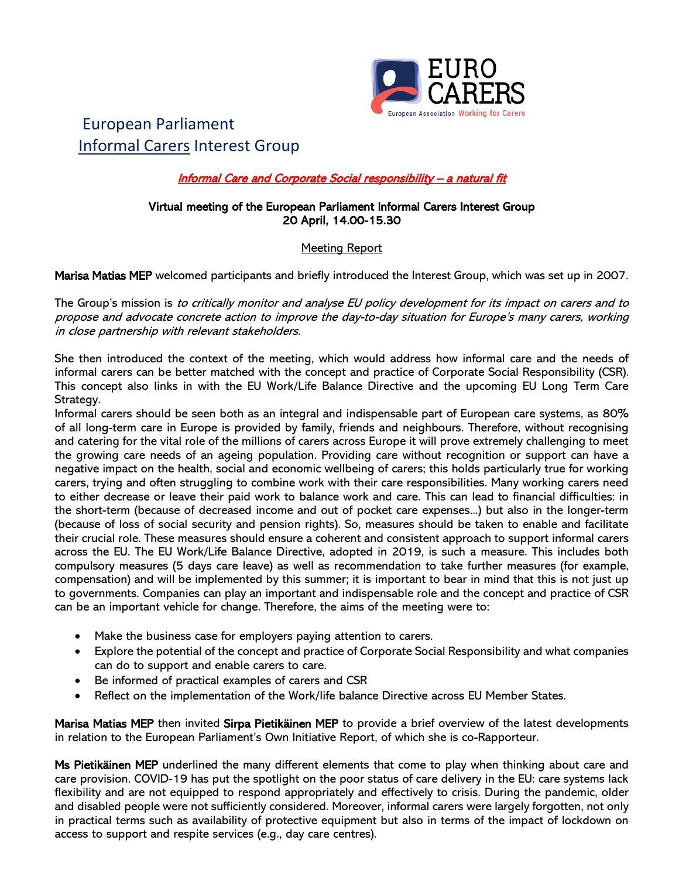# European Parliament Informal Carers Interest Group

## *Informal Care and Corporate Social responsibility – a natural fit*

**Virtual meeting of the European Parliament Informal Carers Interest Group**
**20 April, 14.00-15.30**

Meeting Report

**Marisa Matias MEP** welcomed participants and briefly introduced the Interest Group, which was set up in 2007.

The Group's mission is *to critically monitor and analyse EU policy development for its impact on carers and to propose and advocate concrete action to improve the day-to-day situation for Europe's many carers, working in close partnership with relevant stakeholders.*

She then introduced the context of the meeting, which would address how informal care and the needs of informal carers can be better matched with the concept and practice of Corporate Social Responsibility (CSR). This concept also links in with the EU Work/Life Balance Directive and the upcoming EU Long Term Care Strategy.

Informal carers should be seen both as an integral and indispensable part of European care systems, as 80% of all long-term care in Europe is provided by family, friends and neighbours. Therefore, without recognising and catering for the vital role of the millions of carers across Europe it will prove extremely challenging to meet the growing care needs of an ageing population. Providing care without recognition or support can have a negative impact on the health, social and economic wellbeing of carers; this holds particularly true for working carers, trying and often struggling to combine work with their care responsibilities. Many working carers need to either decrease or leave their paid work to balance work and care. This can lead to financial difficulties: in the short-term (because of decreased income and out of pocket care expenses…) but also in the longer-term (because of loss of social security and pension rights). So, measures should be taken to enable and facilitate their crucial role. These measures should ensure a coherent and consistent approach to support informal carers across the EU. The EU Work/Life Balance Directive, adopted in 2019, is such a measure. This includes both compulsory measures (5 days care leave) as well as recommendation to take further measures (for example, compensation) and will be implemented by this summer; it is important to bear in mind that this is not just up to governments. Companies can play an important and indispensable role and the concept and practice of CSR can be an important vehicle for change. Therefore, the aims of the meeting were to:

- Make the business case for employers paying attention to carers.
- Explore the potential of the concept and practice of Corporate Social Responsibility and what companies can do to support and enable carers to care.
- Be informed of practical examples of carers and CSR
- Reflect on the implementation of the Work/life balance Directive across EU Member States.

**Marisa Matias MEP** then invited **Sirpa Pietikäinen MEP** to provide a brief overview of the latest developments in relation to the European Parliament's Own Initiative Report, of which she is co-Rapporteur.

**Ms Pietikäinen MEP** underlined the many different elements that come to play when thinking about care and care provision. COVID-19 has put the spotlight on the poor status of care delivery in the EU: care systems lack flexibility and are not equipped to respond appropriately and effectively to crisis. During the pandemic, older and disabled people were not sufficiently considered. Moreover, informal carers were largely forgotten, not only in practical terms such as availability of protective equipment but also in terms of the impact of lockdown on access to support and respite services (e.g., day care centres).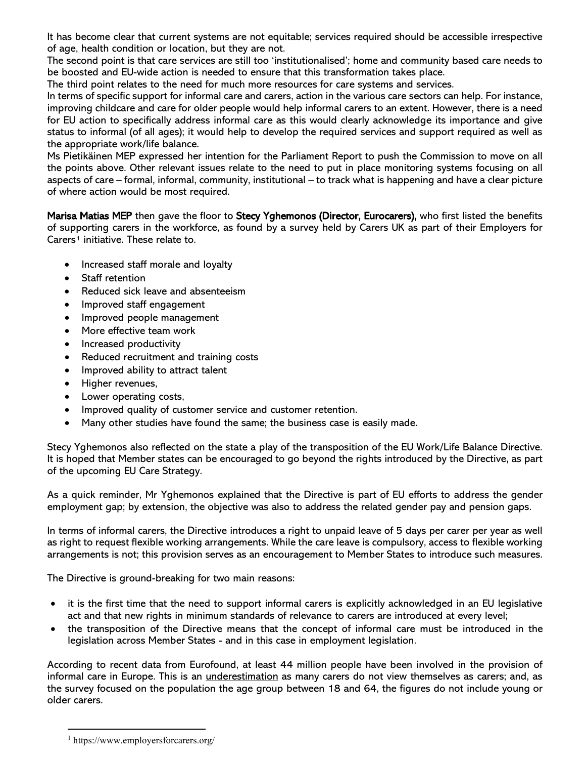It has become clear that current systems are not equitable; services required should be accessible irrespective of age, health condition or location, but they are not.

The second point is that care services are still too 'institutionalised'; home and community based care needs to be boosted and EU-wide action is needed to ensure that this transformation takes place.

The third point relates to the need for much more resources for care systems and services.

In terms of specific support for informal care and carers, action in the various care sectors can help. For instance, improving childcare and care for older people would help informal carers to an extent. However, there is a need for EU action to specifically address informal care as this would clearly acknowledge its importance and give status to informal (of all ages); it would help to develop the required services and support required as well as the appropriate work/life balance.

Ms Pietikäinen MEP expressed her intention for the Parliament Report to push the Commission to move on all the points above. Other relevant issues relate to the need to put in place monitoring systems focusing on all aspects of care – formal, informal, community, institutional – to track what is happening and have a clear picture of where action would be most required.

**Marisa Matias MEP** then gave the floor to **Stecy Yghemonos (Director, Eurocarers),** who first listed the benefits of supporting carers in the workforce, as found by a survey held by Carers UK as part of their Employers for Carers[1] initiative. These relate to.

- Increased staff morale and loyalty
- Staff retention
- Reduced sick leave and absenteeism
- Improved staff engagement
- Improved people management
- More effective team work
- Increased productivity
- Reduced recruitment and training costs
- Improved ability to attract talent
- Higher revenues,
- Lower operating costs,
- Improved quality of customer service and customer retention.
- Many other studies have found the same; the business case is easily made.

Stecy Yghemonos also reflected on the state a play of the transposition of the EU Work/Life Balance Directive. It is hoped that Member states can be encouraged to go beyond the rights introduced by the Directive, as part of the upcoming EU Care Strategy.

As a quick reminder, Mr Yghemonos explained that the Directive is part of EU efforts to address the gender employment gap; by extension, the objective was also to address the related gender pay and pension gaps.

In terms of informal carers, the Directive introduces a right to unpaid leave of 5 days per carer per year as well as right to request flexible working arrangements. While the care leave is compulsory, access to flexible working arrangements is not; this provision serves as an encouragement to Member States to introduce such measures.

The Directive is ground-breaking for two main reasons:

- it is the first time that the need to support informal carers is explicitly acknowledged in an EU legislative act and that new rights in minimum standards of relevance to carers are introduced at every level;
- the transposition of the Directive means that the concept of informal care must be introduced in the legislation across Member States - and in this case in employment legislation.

According to recent data from Eurofound, at least 44 million people have been involved in the provision of informal care in Europe. This is an <u>underestimation</u> as many carers do not view themselves as carers; and, as the survey focused on the population the age group between 18 and 64, the figures do not include young or older carers.

---

[1] https://www.employersforcarers.org/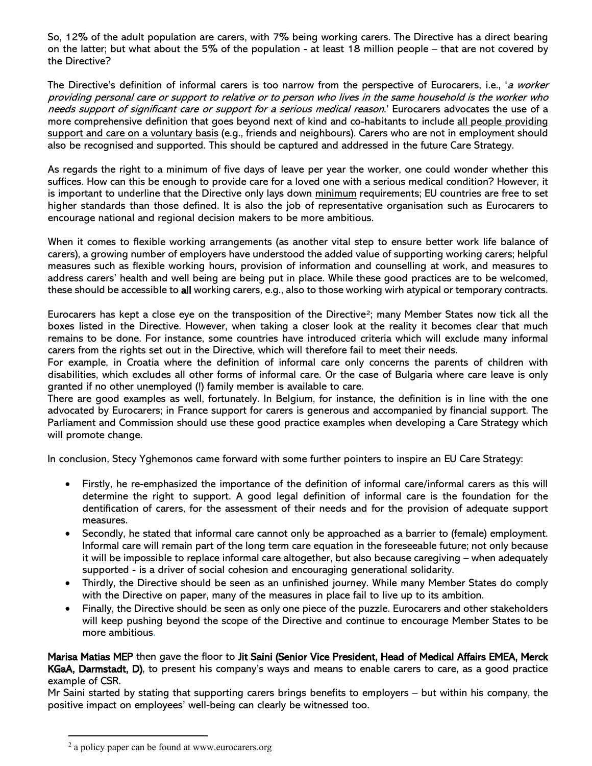So, 12% of the adult population are carers, with 7% being working carers. The Directive has a direct bearing on the latter; but what about the 5% of the population - at least 18 million people – that are not covered by the Directive?

The Directive's definition of informal carers is too narrow from the perspective of Eurocarers, i.e., '*a worker providing personal care or support to relative or to person who lives in the same household is the worker who needs support of significant care or support for a serious medical reason*.' Eurocarers advocates the use of a more comprehensive definition that goes beyond next of kind and co-habitants to include <u>all people providing support and care on a voluntary basis</u> (e.g., friends and neighbours). Carers who are not in employment should also be recognised and supported. This should be captured and addressed in the future Care Strategy.

As regards the right to a minimum of five days of leave per year the worker, one could wonder whether this suffices. How can this be enough to provide care for a loved one with a serious medical condition? However, it is important to underline that the Directive only lays down <u>minimum</u> requirements; EU countries are free to set higher standards than those defined. It is also the job of representative organisation such as Eurocarers to encourage national and regional decision makers to be more ambitious.

When it comes to flexible working arrangements (as another vital step to ensure better work life balance of carers), a growing number of employers have understood the added value of supporting working carers; helpful measures such as flexible working hours, provision of information and counselling at work, and measures to address carers' health and well being are being put in place. While these good practices are to be welcomed, these should be accessible to **all** working carers, e.g., also to those working wirh atypical or temporary contracts.

Eurocarers has kept a close eye on the transposition of the Directive[2]; many Member States now tick all the boxes listed in the Directive. However, when taking a closer look at the reality it becomes clear that much remains to be done. For instance, some countries have introduced criteria which will exclude many informal carers from the rights set out in the Directive, which will therefore fail to meet their needs.
For example, in Croatia where the definition of informal care only concerns the parents of children with disabilities, which excludes all other forms of informal care. Or the case of Bulgaria where care leave is only granted if no other unemployed (!) family member is available to care.
There are good examples as well, fortunately. In Belgium, for instance, the definition is in line with the one advocated by Eurocarers; in France support for carers is generous and accompanied by financial support. The Parliament and Commission should use these good practice examples when developing a Care Strategy which will promote change.

In conclusion, Stecy Yghemonos came forward with some further pointers to inspire an EU Care Strategy:

- Firstly, he re-emphasized the importance of the definition of informal care/informal carers as this will determine the right to support. A good legal definition of informal care is the foundation for the dentification of carers, for the assessment of their needs and for the provision of adequate support measures.
- Secondly, he stated that informal care cannot only be approached as a barrier to (female) employment. Informal care will remain part of the long term care equation in the foreseeable future; not only because it will be impossible to replace informal care altogether, but also because caregiving – when adequately supported - is a driver of social cohesion and encouraging generational solidarity.
- Thirdly, the Directive should be seen as an unfinished journey. While many Member States do comply with the Directive on paper, many of the measures in place fail to live up to its ambition.
- Finally, the Directive should be seen as only one piece of the puzzle. Eurocarers and other stakeholders will keep pushing beyond the scope of the Directive and continue to encourage Member States to be more ambitious.

**Marisa Matias MEP** then gave the floor to **Jit Saini (Senior Vice President, Head of Medical Affairs EMEA, Merck KGaA, Darmstadt, D)**, to present his company's ways and means to enable carers to care, as a good practice example of CSR.
Mr Saini started by stating that supporting carers brings benefits to employers – but within his company, the positive impact on employees' well-being can clearly be witnessed too.

[2] a policy paper can be found at www.eurocarers.org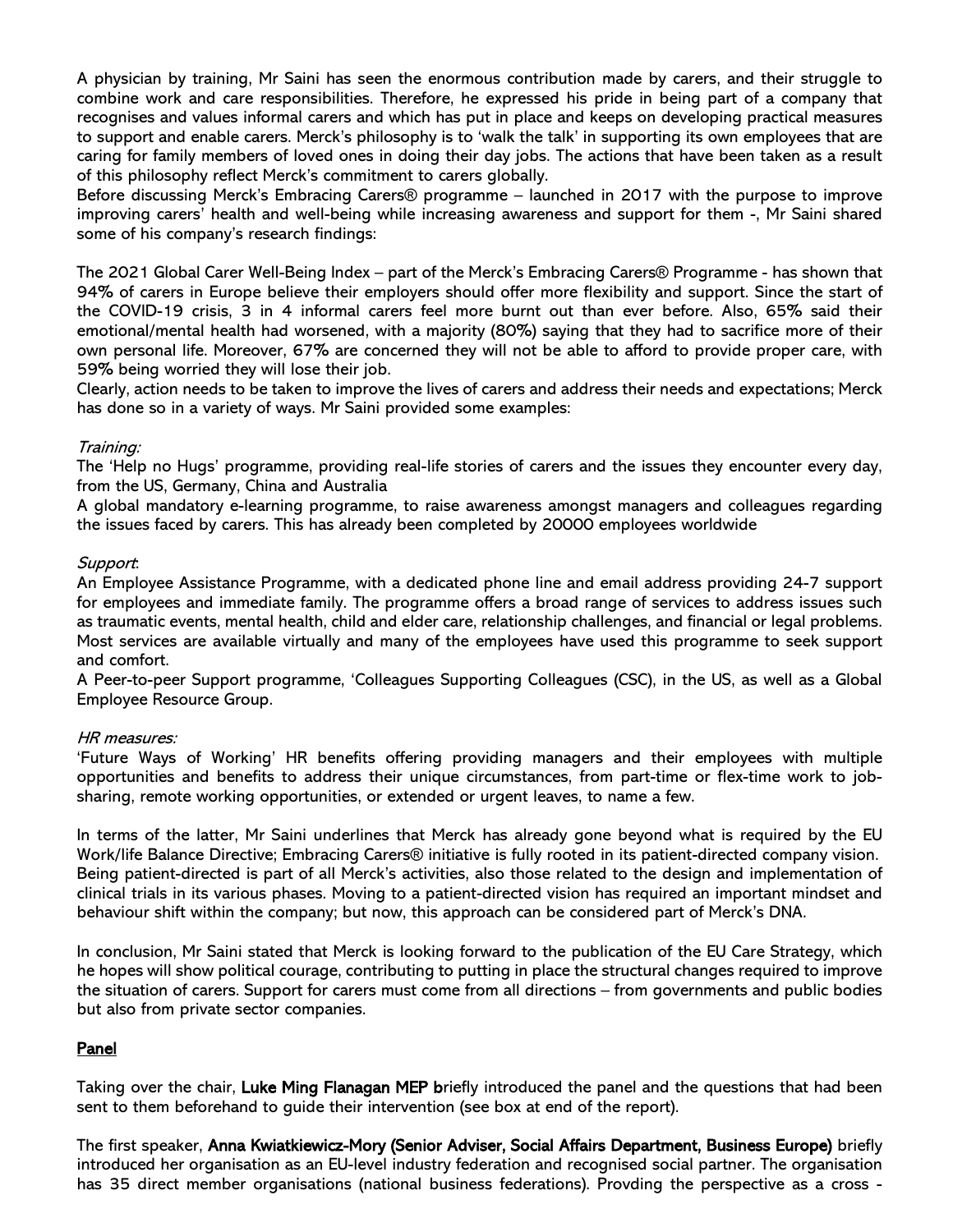A physician by training, Mr Saini has seen the enormous contribution made by carers, and their struggle to combine work and care responsibilities. Therefore, he expressed his pride in being part of a company that recognises and values informal carers and which has put in place and keeps on developing practical measures to support and enable carers. Merck's philosophy is to 'walk the talk' in supporting its own employees that are caring for family members of loved ones in doing their day jobs. The actions that have been taken as a result of this philosophy reflect Merck's commitment to carers globally.
Before discussing Merck's Embracing Carers® programme – launched in 2017 with the purpose to improve improving carers' health and well-being while increasing awareness and support for them -, Mr Saini shared some of his company's research findings:

The 2021 Global Carer Well-Being Index – part of the Merck's Embracing Carers® Programme - has shown that 94% of carers in Europe believe their employers should offer more flexibility and support. Since the start of the COVID-19 crisis, 3 in 4 informal carers feel more burnt out than ever before. Also, 65% said their emotional/mental health had worsened, with a majority (80%) saying that they had to sacrifice more of their own personal life. Moreover, 67% are concerned they will not be able to afford to provide proper care, with 59% being worried they will lose their job.
Clearly, action needs to be taken to improve the lives of carers and address their needs and expectations; Merck has done so in a variety of ways. Mr Saini provided some examples:

*Training:*
The 'Help no Hugs' programme, providing real-life stories of carers and the issues they encounter every day, from the US, Germany, China and Australia
A global mandatory e-learning programme, to raise awareness amongst managers and colleagues regarding the issues faced by carers. This has already been completed by 20000 employees worldwide

*Support*:
An Employee Assistance Programme, with a dedicated phone line and email address providing 24-7 support for employees and immediate family. The programme offers a broad range of services to address issues such as traumatic events, mental health, child and elder care, relationship challenges, and financial or legal problems. Most services are available virtually and many of the employees have used this programme to seek support and comfort.
A Peer-to-peer Support programme, 'Colleagues Supporting Colleagues (CSC), in the US, as well as a Global Employee Resource Group.

*HR measures:*
'Future Ways of Working' HR benefits offering providing managers and their employees with multiple opportunities and benefits to address their unique circumstances, from part-time or flex-time work to job-sharing, remote working opportunities, or extended or urgent leaves, to name a few.

In terms of the latter, Mr Saini underlines that Merck has already gone beyond what is required by the EU Work/life Balance Directive; Embracing Carers® initiative is fully rooted in its patient-directed company vision. Being patient-directed is part of all Merck's activities, also those related to the design and implementation of clinical trials in its various phases. Moving to a patient-directed vision has required an important mindset and behaviour shift within the company; but now, this approach can be considered part of Merck's DNA.

In conclusion, Mr Saini stated that Merck is looking forward to the publication of the EU Care Strategy, which he hopes will show political courage, contributing to putting in place the structural changes required to improve the situation of carers. Support for carers must come from all directions – from governments and public bodies but also from private sector companies.

## Panel

Taking over the chair, **Luke Ming Flanagan MEP b**riefly introduced the panel and the questions that had been sent to them beforehand to guide their intervention (see box at end of the report).

The first speaker, **Anna Kwiatkiewicz-Mory (Senior Adviser, Social Affairs Department, Business Europe)** briefly introduced her organisation as an EU-level industry federation and recognised social partner. The organisation has 35 direct member organisations (national business federations). Provding the perspective as a cross -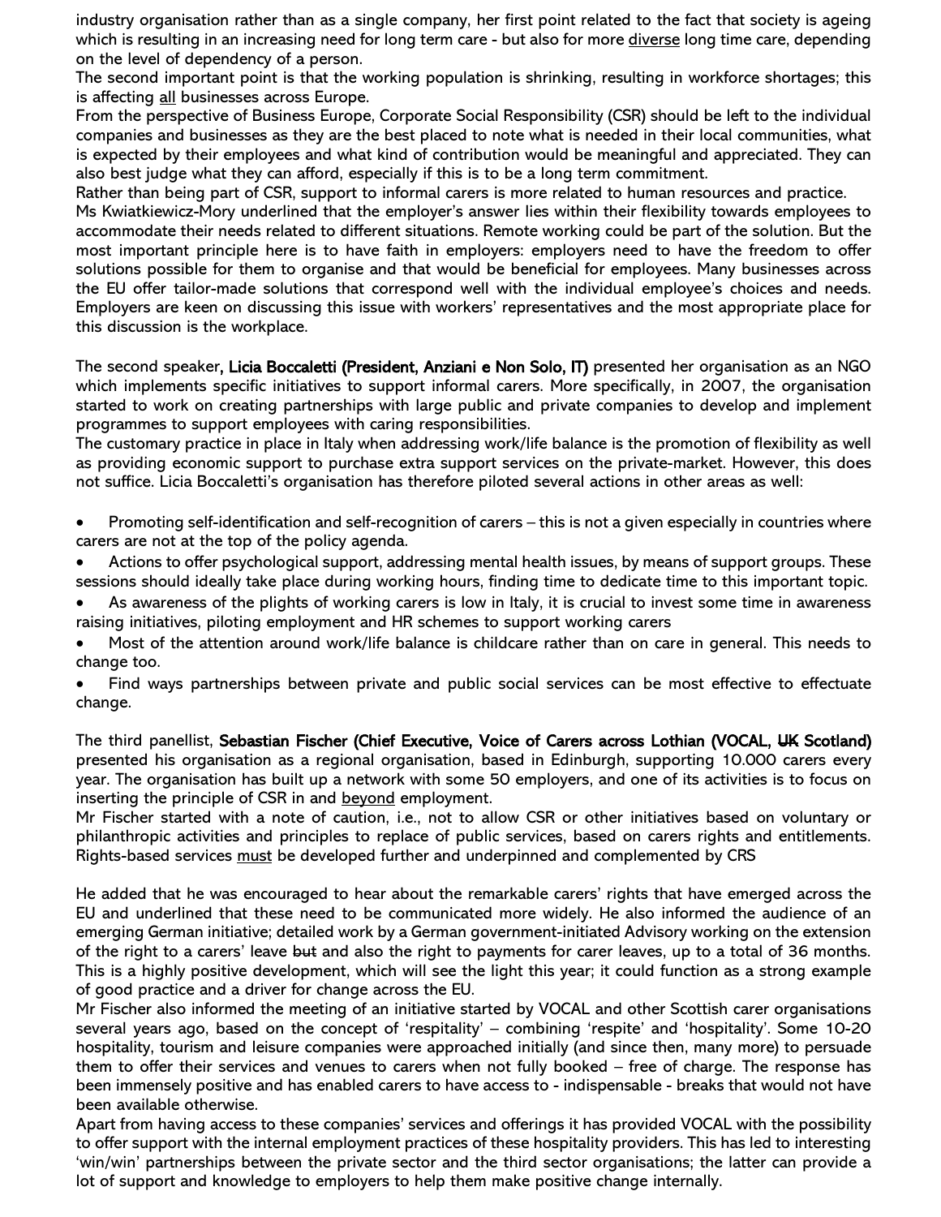industry organisation rather than as a single company, her first point related to the fact that society is ageing which is resulting in an increasing need for long term care - but also for more <u>diverse</u> long time care, depending on the level of dependency of a person.
The second important point is that the working population is shrinking, resulting in workforce shortages; this is affecting <u>all</u> businesses across Europe.
From the perspective of Business Europe, Corporate Social Responsibility (CSR) should be left to the individual companies and businesses as they are the best placed to note what is needed in their local communities, what is expected by their employees and what kind of contribution would be meaningful and appreciated. They can also best judge what they can afford, especially if this is to be a long term commitment.
Rather than being part of CSR, support to informal carers is more related to human resources and practice.
Ms Kwiatkiewicz-Mory underlined that the employer's answer lies within their flexibility towards employees to accommodate their needs related to different situations. Remote working could be part of the solution. But the most important principle here is to have faith in employers: employers need to have the freedom to offer solutions possible for them to organise and that would be beneficial for employees. Many businesses across the EU offer tailor-made solutions that correspond well with the individual employee's choices and needs. Employers are keen on discussing this issue with workers' representatives and the most appropriate place for this discussion is the workplace.

The second speaker, **Licia Boccaletti (President, Anziani e Non Solo, IT)** presented her organisation as an NGO which implements specific initiatives to support informal carers. More specifically, in 2007, the organisation started to work on creating partnerships with large public and private companies to develop and implement programmes to support employees with caring responsibilities.
The customary practice in place in Italy when addressing work/life balance is the promotion of flexibility as well as providing economic support to purchase extra support services on the private-market. However, this does not suffice. Licia Boccaletti's organisation has therefore piloted several actions in other areas as well:

- Promoting self-identification and self-recognition of carers – this is not a given especially in countries where carers are not at the top of the policy agenda.
- Actions to offer psychological support, addressing mental health issues, by means of support groups. These sessions should ideally take place during working hours, finding time to dedicate time to this important topic.
- As awareness of the plights of working carers is low in Italy, it is crucial to invest some time in awareness raising initiatives, piloting employment and HR schemes to support working carers
- Most of the attention around work/life balance is childcare rather than on care in general. This needs to change too.
- Find ways partnerships between private and public social services can be most effective to effectuate change.

The third panellist, **Sebastian Fischer (Chief Executive, Voice of Carers across Lothian (VOCAL, ~~UK~~ Scotland)** presented his organisation as a regional organisation, based in Edinburgh, supporting 10.000 carers every year. The organisation has built up a network with some 50 employers, and one of its activities is to focus on inserting the principle of CSR in and <u>beyond</u> employment.
Mr Fischer started with a note of caution, i.e., not to allow CSR or other initiatives based on voluntary or philanthropic activities and principles to replace of public services, based on carers rights and entitlements. Rights-based services <u>must</u> be developed further and underpinned and complemented by CRS

He added that he was encouraged to hear about the remarkable carers' rights that have emerged across the EU and underlined that these need to be communicated more widely. He also informed the audience of an emerging German initiative; detailed work by a German government-initiated Advisory working on the extension of the right to a carers' leave ~~but~~ and also the right to payments for carer leaves, up to a total of 36 months. This is a highly positive development, which will see the light this year; it could function as a strong example of good practice and a driver for change across the EU.
Mr Fischer also informed the meeting of an initiative started by VOCAL and other Scottish carer organisations several years ago, based on the concept of 'respitality' – combining 'respite' and 'hospitality'. Some 10-20 hospitality, tourism and leisure companies were approached initially (and since then, many more) to persuade them to offer their services and venues to carers when not fully booked – free of charge. The response has been immensely positive and has enabled carers to have access to - indispensable - breaks that would not have been available otherwise.
Apart from having access to these companies' services and offerings it has provided VOCAL with the possibility to offer support with the internal employment practices of these hospitality providers. This has led to interesting 'win/win' partnerships between the private sector and the third sector organisations; the latter can provide a lot of support and knowledge to employers to help them make positive change internally.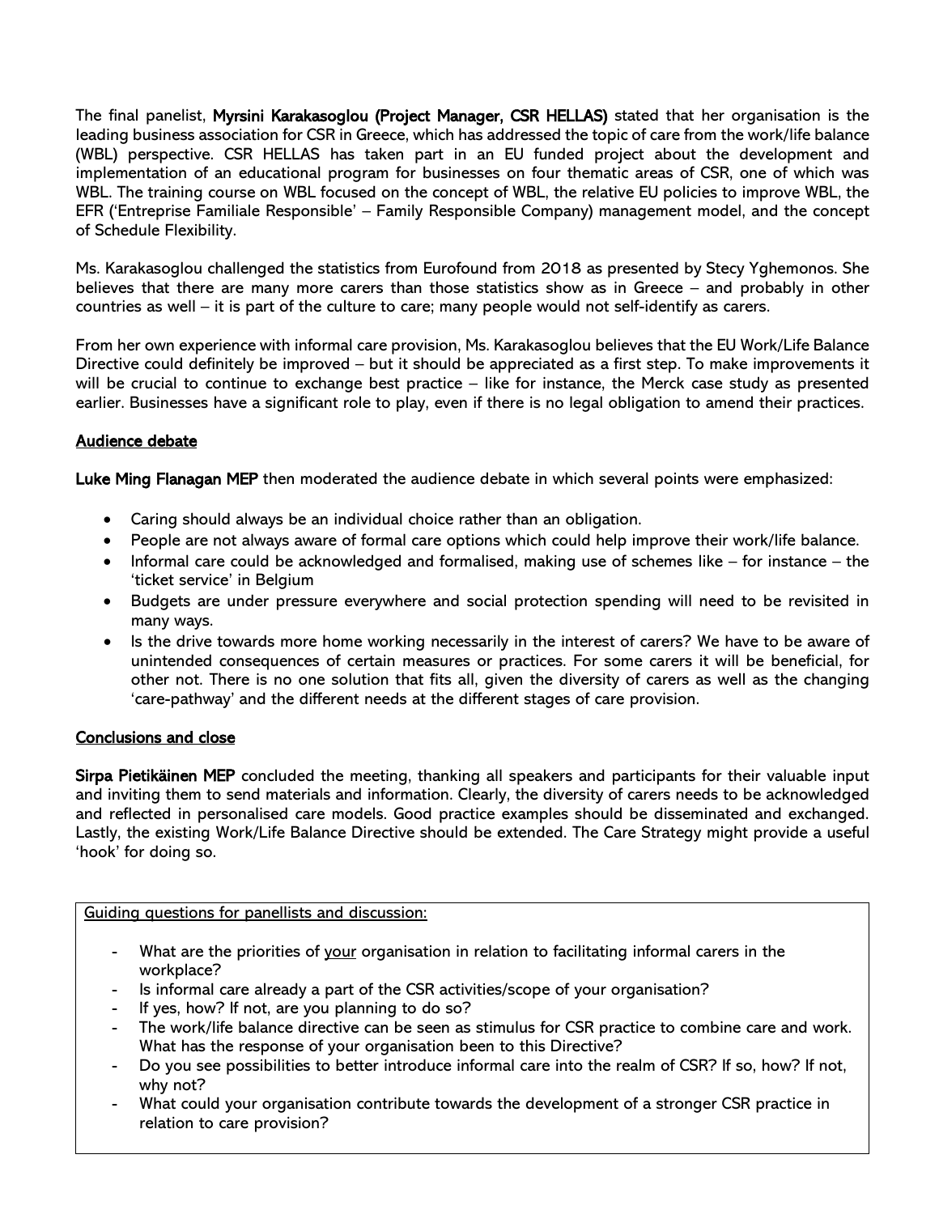The final panelist, **Myrsini Karakasoglou (Project Manager, CSR HELLAS)** stated that her organisation is the leading business association for CSR in Greece, which has addressed the topic of care from the work/life balance (WBL) perspective. CSR HELLAS has taken part in an EU funded project about the development and implementation of an educational program for businesses on four thematic areas of CSR, one of which was WBL. The training course on WBL focused on the concept of WBL, the relative EU policies to improve WBL, the EFR ('Entreprise Familiale Responsible' – Family Responsible Company) management model, and the concept of Schedule Flexibility.

Ms. Karakasoglou challenged the statistics from Eurofound from 2018 as presented by Stecy Yghemonos. She believes that there are many more carers than those statistics show as in Greece – and probably in other countries as well – it is part of the culture to care; many people would not self-identify as carers.

From her own experience with informal care provision, Ms. Karakasoglou believes that the EU Work/Life Balance Directive could definitely be improved – but it should be appreciated as a first step. To make improvements it will be crucial to continue to exchange best practice – like for instance, the Merck case study as presented earlier. Businesses have a significant role to play, even if there is no legal obligation to amend their practices.

## Audience debate

**Luke Ming Flanagan MEP** then moderated the audience debate in which several points were emphasized:

- Caring should always be an individual choice rather than an obligation.
- People are not always aware of formal care options which could help improve their work/life balance.
- Informal care could be acknowledged and formalised, making use of schemes like – for instance – the 'ticket service' in Belgium
- Budgets are under pressure everywhere and social protection spending will need to be revisited in many ways.
- Is the drive towards more home working necessarily in the interest of carers? We have to be aware of unintended consequences of certain measures or practices. For some carers it will be beneficial, for other not. There is no one solution that fits all, given the diversity of carers as well as the changing 'care-pathway' and the different needs at the different stages of care provision.

## Conclusions and close

**Sirpa Pietikäinen MEP** concluded the meeting, thanking all speakers and participants for their valuable input and inviting them to send materials and information. Clearly, the diversity of carers needs to be acknowledged and reflected in personalised care models. Good practice examples should be disseminated and exchanged. Lastly, the existing Work/Life Balance Directive should be extended. The Care Strategy might provide a useful 'hook' for doing so.

Guiding questions for panellists and discussion:

- What are the priorities of your organisation in relation to facilitating informal carers in the workplace?
- Is informal care already a part of the CSR activities/scope of your organisation?
- If yes, how? If not, are you planning to do so?
- The work/life balance directive can be seen as stimulus for CSR practice to combine care and work. What has the response of your organisation been to this Directive?
- Do you see possibilities to better introduce informal care into the realm of CSR? If so, how? If not, why not?
- What could your organisation contribute towards the development of a stronger CSR practice in relation to care provision?